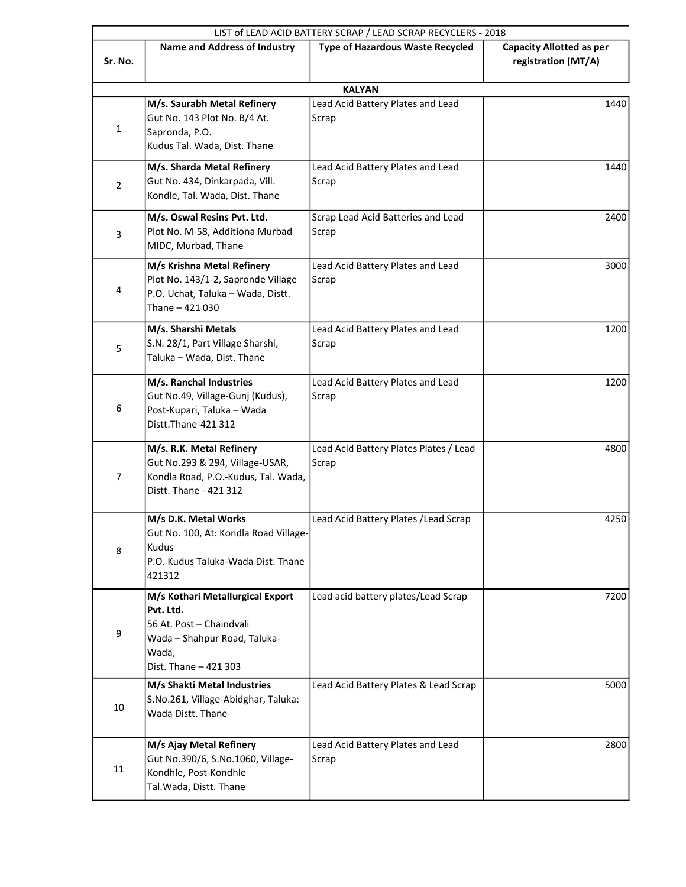| LIST of LEAD ACID BATTERY SCRAP / LEAD SCRAP RECYCLERS - 2018 | | | |
|---|---|---|---|
| **Sr. No.** | **Name and Address of Industry** | **Type of Hazardous Waste Recycled** | **Capacity Allotted as per registration (MT/A)** |
| | **KALYAN** | | |
| 1 | **M/s. Saurabh Metal Refinery** Gut No. 143 Plot No. B/4 At. Sapronda, P.O. Kudus Tal. Wada, Dist. Thane | Lead Acid Battery Plates and Lead Scrap | 1440 |
| 2 | **M/s. Sharda Metal Refinery** Gut No. 434, Dinkarpada, Vill. Kondle, Tal. Wada, Dist. Thane | Lead Acid Battery Plates and Lead Scrap | 1440 |
| 3 | **M/s. Oswal Resins Pvt. Ltd.** Plot No. M-58, Additiona Murbad MIDC, Murbad, Thane | Scrap Lead Acid Batteries and Lead Scrap | 2400 |
| 4 | **M/s Krishna Metal Refinery** Plot No. 143/1-2, Sapronde Village P.O. Uchat, Taluka – Wada, Distt. Thane – 421 030 | Lead Acid Battery Plates and Lead Scrap | 3000 |
| 5 | **M/s. Sharshi Metals** S.N. 28/1, Part Village Sharshi, Taluka – Wada, Dist. Thane | Lead Acid Battery Plates and Lead Scrap | 1200 |
| 6 | **M/s. Ranchal Industries** Gut No.49, Village-Gunj (Kudus), Post-Kupari, Taluka – Wada Distt.Thane-421 312 | Lead Acid Battery Plates and Lead Scrap | 1200 |
| 7 | **M/s. R.K. Metal Refinery** Gut No.293 & 294, Village-USAR, Kondla Road, P.O.-Kudus, Tal. Wada, Distt. Thane - 421 312 | Lead Acid Battery Plates Plates / Lead Scrap | 4800 |
| 8 | **M/s D.K. Metal Works** Gut No. 100, At: Kondla Road Village-Kudus P.O. Kudus Taluka-Wada Dist. Thane 421312 | Lead Acid Battery Plates /Lead Scrap | 4250 |
| 9 | **M/s Kothari Metallurgical Export Pvt. Ltd.** 56 At. Post – Chaindvali Wada – Shahpur Road, Taluka-Wada, Dist. Thane – 421 303 | Lead acid battery plates/Lead Scrap | 7200 |
| 10 | **M/s Shakti Metal Industries** S.No.261, Village-Abidghar, Taluka: Wada Distt. Thane | Lead Acid Battery Plates & Lead Scrap | 5000 |
| 11 | **M/s Ajay Metal Refinery** Gut No.390/6, S.No.1060, Village-Kondhle, Post-Kondhle Tal.Wada, Distt. Thane | Lead Acid Battery Plates and Lead Scrap | 2800 |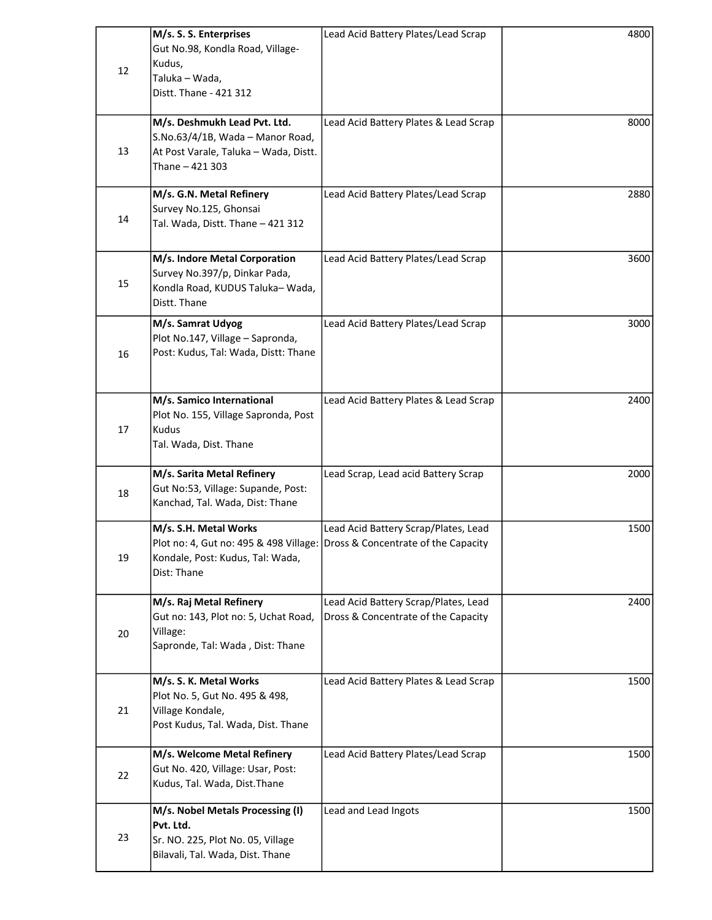| | | | |
|---|---|---|---|
| 12 | **M/s. S. S. Enterprises**<br>Gut No.98, Kondla Road, Village- Kudus,<br>Taluka – Wada,<br>Distt. Thane - 421 312 | Lead Acid Battery Plates/Lead Scrap | 4800 |
| 13 | **M/s. Deshmukh Lead Pvt. Ltd.**<br>S.No.63/4/1B, Wada – Manor Road, At Post Varale, Taluka – Wada, Distt. Thane – 421 303 | Lead Acid Battery Plates & Lead Scrap | 8000 |
| 14 | **M/s. G.N. Metal Refinery**<br>Survey No.125, Ghonsai<br>Tal. Wada, Distt. Thane – 421 312 | Lead Acid Battery Plates/Lead Scrap | 2880 |
| 15 | **M/s. Indore Metal Corporation**<br>Survey No.397/p, Dinkar Pada, Kondla Road, KUDUS Taluka– Wada, Distt. Thane | Lead Acid Battery Plates/Lead Scrap | 3600 |
| 16 | **M/s. Samrat Udyog**<br>Plot No.147, Village – Sapronda, Post: Kudus, Tal: Wada, Distt: Thane | Lead Acid Battery Plates/Lead Scrap | 3000 |
| 17 | **M/s. Samico International**<br>Plot No. 155, Village Sapronda, Post Kudus<br>Tal. Wada, Dist. Thane | Lead Acid Battery Plates & Lead Scrap | 2400 |
| 18 | **M/s. Sarita Metal Refinery**<br>Gut No:53, Village: Supande, Post: Kanchad, Tal. Wada, Dist: Thane | Lead Scrap, Lead acid Battery Scrap | 2000 |
| 19 | **M/s. S.H. Metal Works**<br>Plot no: 4, Gut no: 495 & 498 Village: Kondale, Post: Kudus, Tal: Wada, Dist: Thane | Lead Acid Battery Scrap/Plates, Lead Dross & Concentrate of the Capacity | 1500 |
| 20 | **M/s. Raj Metal Refinery**<br>Gut no: 143, Plot no: 5, Uchat Road, Village:<br>Sapronde, Tal: Wada , Dist: Thane | Lead Acid Battery Scrap/Plates, Lead Dross & Concentrate of the Capacity | 2400 |
| 21 | **M/s. S. K. Metal Works**<br>Plot No. 5, Gut No. 495 & 498, Village Kondale,<br>Post Kudus, Tal. Wada, Dist. Thane | Lead Acid Battery Plates & Lead Scrap | 1500 |
| 22 | **M/s. Welcome Metal Refinery**<br>Gut No. 420, Village: Usar, Post: Kudus, Tal. Wada, Dist.Thane | Lead Acid Battery Plates/Lead Scrap | 1500 |
| 23 | **M/s. Nobel Metals Processing (I) Pvt. Ltd.**<br>Sr. NO. 225, Plot No. 05, Village Bilavali, Tal. Wada, Dist. Thane | Lead and Lead Ingots | 1500 |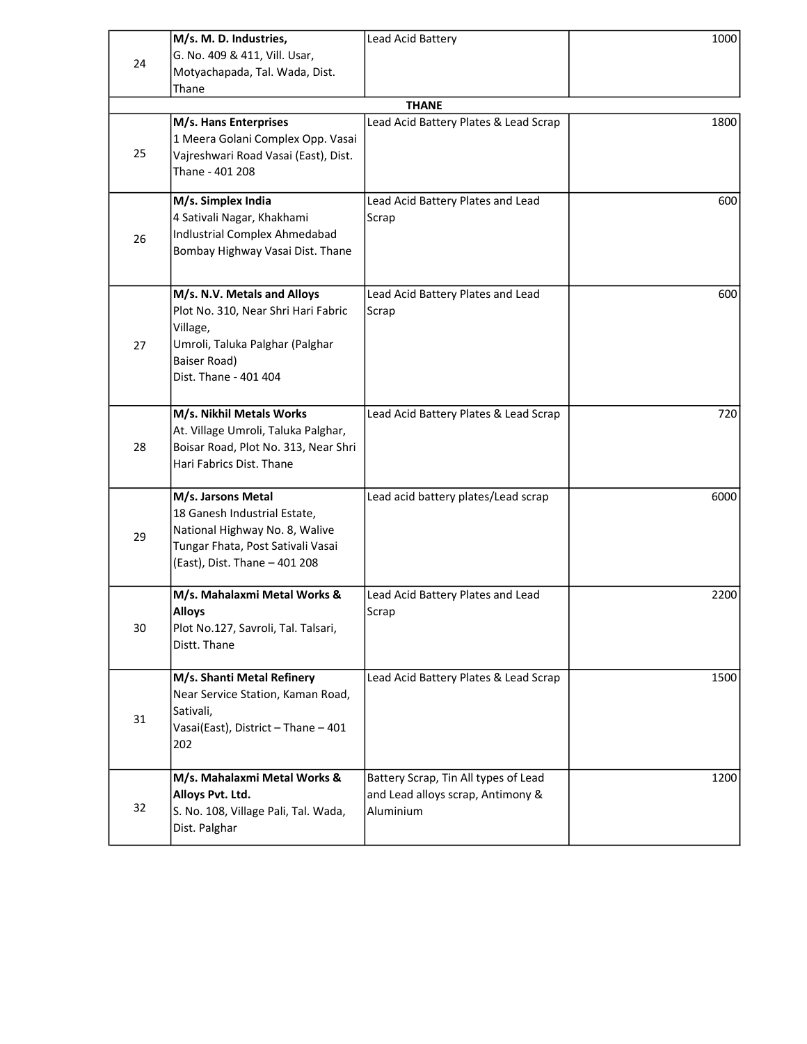| | | | |
|---|---|---|---|
| 24 | **M/s. M. D. Industries,** G. No. 409 & 411, Vill. Usar, Motyachapada, Tal. Wada, Dist. Thane | Lead Acid Battery | 1000 |
| | | **THANE** | |
| 25 | **M/s. Hans Enterprises** 1 Meera Golani Complex Opp. Vasai Vajreshwari Road Vasai (East), Dist. Thane - 401 208 | Lead Acid Battery Plates & Lead Scrap | 1800 |
| 26 | **M/s. Simplex India** 4 Sativali Nagar, Khakhami Indlustrial Complex Ahmedabad Bombay Highway Vasai Dist. Thane | Lead Acid Battery Plates and Lead Scrap | 600 |
| 27 | **M/s. N.V. Metals and Alloys** Plot No. 310, Near Shri Hari Fabric Village, Umroli, Taluka Palghar (Palghar Baiser Road) Dist. Thane - 401 404 | Lead Acid Battery Plates and Lead Scrap | 600 |
| 28 | **M/s. Nikhil Metals Works** At. Village Umroli, Taluka Palghar, Boisar Road, Plot No. 313, Near Shri Hari Fabrics Dist. Thane | Lead Acid Battery Plates & Lead Scrap | 720 |
| 29 | **M/s. Jarsons Metal** 18 Ganesh Industrial Estate, National Highway No. 8, Walive Tungar Fhata, Post Sativali Vasai (East), Dist. Thane – 401 208 | Lead acid battery plates/Lead scrap | 6000 |
| 30 | **M/s. Mahalaxmi Metal Works & Alloys** Plot No.127, Savroli, Tal. Talsari, Distt. Thane | Lead Acid Battery Plates and Lead Scrap | 2200 |
| 31 | **M/s. Shanti Metal Refinery** Near Service Station, Kaman Road, Sativali, Vasai(East), District – Thane – 401 202 | Lead Acid Battery Plates & Lead Scrap | 1500 |
| 32 | **M/s. Mahalaxmi Metal Works & Alloys Pvt. Ltd.** S. No. 108, Village Pali, Tal. Wada, Dist. Palghar | Battery Scrap, Tin All types of Lead and Lead alloys scrap, Antimony & Aluminium | 1200 |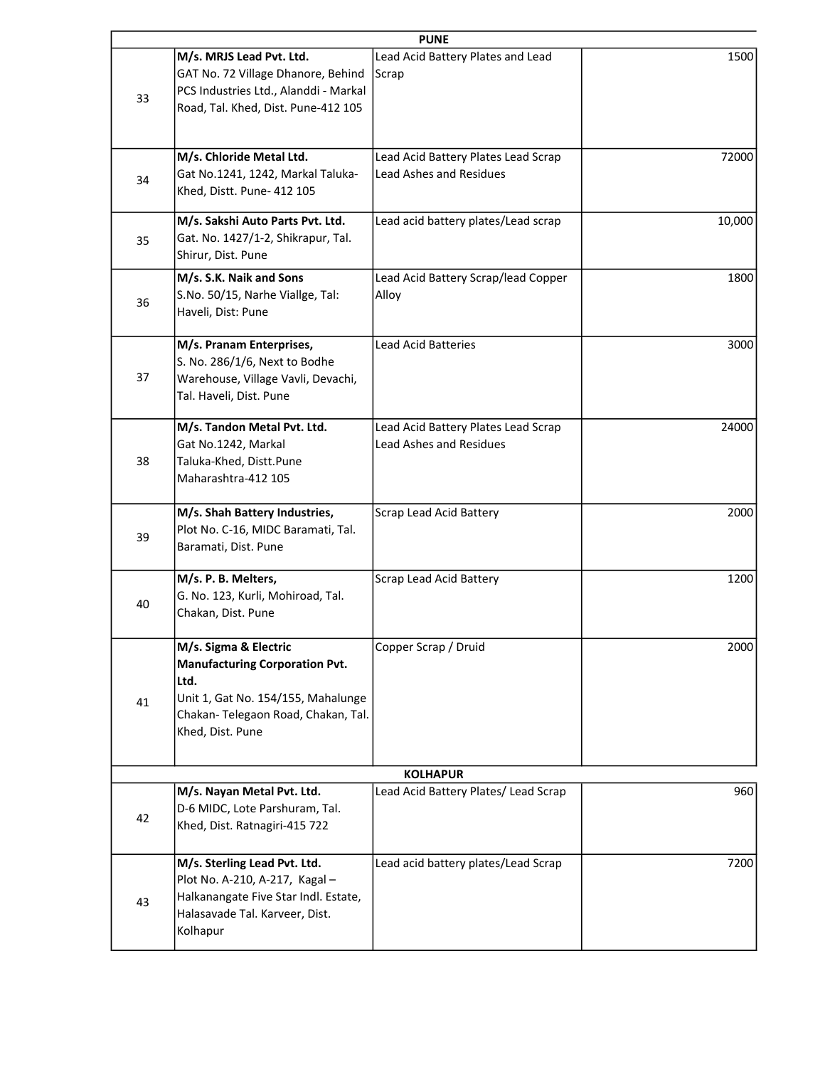| | | | |
|---|---|---|---|
| **PUNE** | | | |
| 33 | **M/s. MRJS Lead Pvt. Ltd.**<br>GAT No. 72 Village Dhanore, Behind PCS Industries Ltd., Alanddi - Markal Road, Tal. Khed, Dist. Pune-412 105 | Lead Acid Battery Plates and Lead Scrap | 1500 |
| 34 | **M/s. Chloride Metal Ltd.**<br>Gat No.1241, 1242, Markal Taluka-Khed, Distt. Pune- 412 105 | Lead Acid Battery Plates Lead Scrap Lead Ashes and Residues | 72000 |
| 35 | **M/s. Sakshi Auto Parts Pvt. Ltd.**<br>Gat. No. 1427/1-2, Shikrapur, Tal. Shirur, Dist. Pune | Lead acid battery plates/Lead scrap | 10,000 |
| 36 | **M/s. S.K. Naik and Sons**<br>S.No. 50/15, Narhe Viallge, Tal: Haveli, Dist: Pune | Lead Acid Battery Scrap/lead Copper Alloy | 1800 |
| 37 | **M/s. Pranam Enterprises,**<br>S. No. 286/1/6, Next to Bodhe Warehouse, Village Vavli, Devachi, Tal. Haveli, Dist. Pune | Lead Acid Batteries | 3000 |
| 38 | **M/s. Tandon Metal Pvt. Ltd.**<br>Gat No.1242, Markal Taluka-Khed, Distt.Pune Maharashtra-412 105 | Lead Acid Battery Plates Lead Scrap Lead Ashes and Residues | 24000 |
| 39 | **M/s. Shah Battery Industries,**<br>Plot No. C-16, MIDC Baramati, Tal. Baramati, Dist. Pune | Scrap Lead Acid Battery | 2000 |
| 40 | **M/s. P. B. Melters,**<br>G. No. 123, Kurli, Mohiroad, Tal. Chakan, Dist. Pune | Scrap Lead Acid Battery | 1200 |
| 41 | **M/s. Sigma & Electric Manufacturing Corporation Pvt. Ltd.**<br>Unit 1, Gat No. 154/155, Mahalunge Chakan- Telegaon Road, Chakan, Tal. Khed, Dist. Pune | Copper Scrap / Druid | 2000 |
| **KOLHAPUR** | | | |
| 42 | **M/s. Nayan Metal Pvt. Ltd.**<br>D-6 MIDC, Lote Parshuram, Tal. Khed, Dist. Ratnagiri-415 722 | Lead Acid Battery Plates/ Lead Scrap | 960 |
| 43 | **M/s. Sterling Lead Pvt. Ltd.**<br>Plot No. A-210, A-217, Kagal – Halkanangate Five Star Indl. Estate, Halasavade Tal. Karveer, Dist. Kolhapur | Lead acid battery plates/Lead Scrap | 7200 |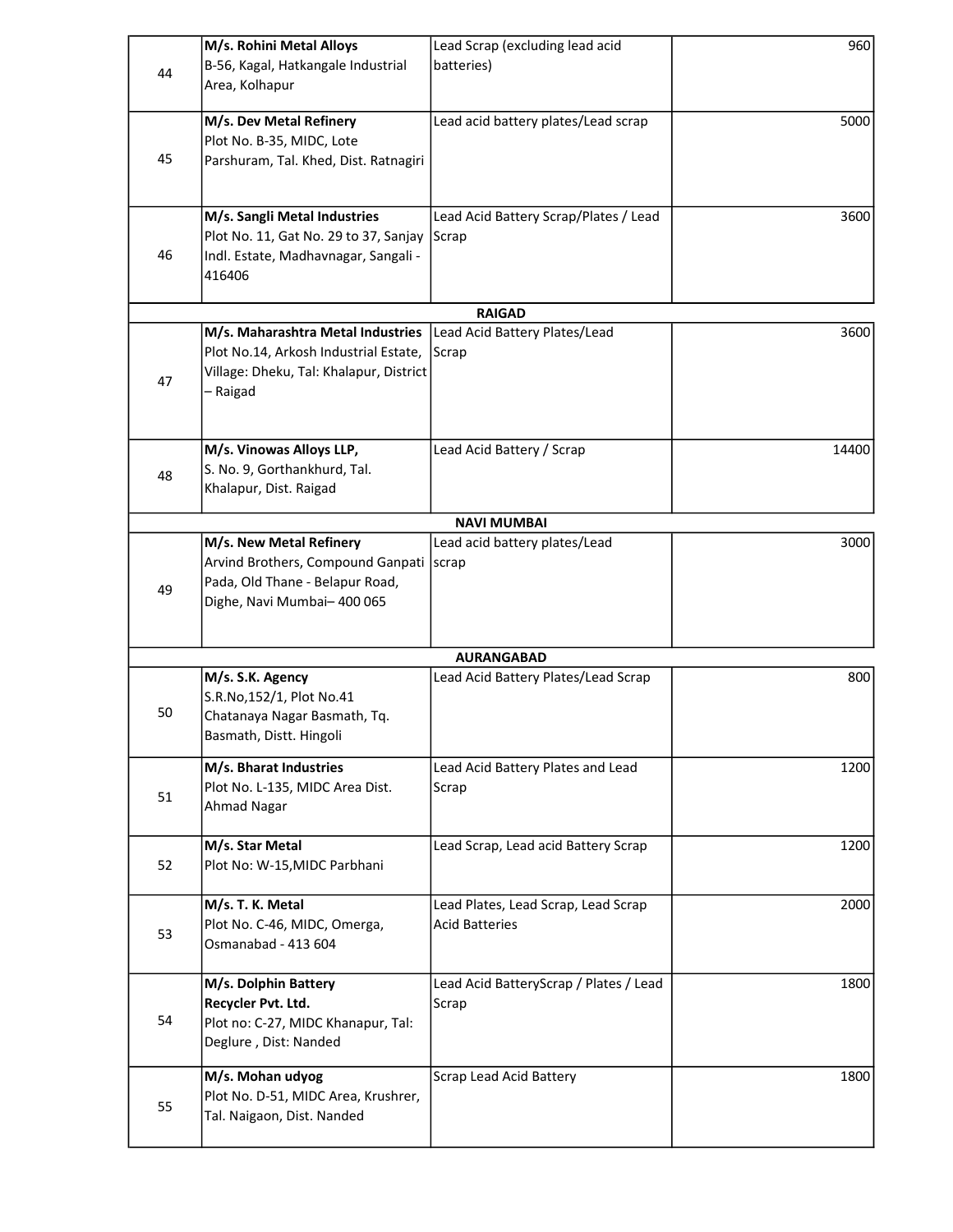| | | | |
|---|---|---|---|
| 44 | **M/s. Rohini Metal Alloys** B-56, Kagal, Hatkangale Industrial Area, Kolhapur | Lead Scrap (excluding lead acid batteries) | 960 |
| 45 | **M/s. Dev Metal Refinery** Plot No. B-35, MIDC, Lote Parshuram, Tal. Khed, Dist. Ratnagiri | Lead acid battery plates/Lead scrap | 5000 |
| 46 | **M/s. Sangli Metal Industries** Plot No. 11, Gat No. 29 to 37, Sanjay Indl. Estate, Madhavnagar, Sangali - 416406 | Lead Acid Battery Scrap/Plates / Lead Scrap | 3600 |
| | **RAIGAD** | | |
| 47 | **M/s. Maharashtra Metal Industries** Plot No.14, Arkosh Industrial Estate, Village: Dheku, Tal: Khalapur, District – Raigad | Lead Acid Battery Plates/Lead Scrap | 3600 |
| 48 | **M/s. Vinowas Alloys LLP,** S. No. 9, Gorthankhurd, Tal. Khalapur, Dist. Raigad | Lead Acid Battery / Scrap | 14400 |
| | **NAVI MUMBAI** | | |
| 49 | **M/s. New Metal Refinery** Arvind Brothers, Compound Ganpati Pada, Old Thane - Belapur Road, Dighe, Navi Mumbai– 400 065 | Lead acid battery plates/Lead scrap | 3000 |
| | **AURANGABAD** | | |
| 50 | **M/s. S.K. Agency** S.R.No,152/1, Plot No.41 Chatanaya Nagar Basmath, Tq. Basmath, Distt. Hingoli | Lead Acid Battery Plates/Lead Scrap | 800 |
| 51 | **M/s. Bharat Industries** Plot No. L-135, MIDC Area Dist. Ahmad Nagar | Lead Acid Battery Plates and Lead Scrap | 1200 |
| 52 | **M/s. Star Metal** Plot No: W-15,MIDC Parbhani | Lead Scrap, Lead acid Battery Scrap | 1200 |
| 53 | **M/s. T. K. Metal** Plot No. C-46, MIDC, Omerga, Osmanabad - 413 604 | Lead Plates, Lead Scrap, Lead Scrap Acid Batteries | 2000 |
| 54 | **M/s. Dolphin Battery Recycler Pvt. Ltd.** Plot no: C-27, MIDC Khanapur, Tal: Deglure , Dist: Nanded | Lead Acid BatteryScrap / Plates / Lead Scrap | 1800 |
| 55 | **M/s. Mohan udyog** Plot No. D-51, MIDC Area, Krushrer, Tal. Naigaon, Dist. Nanded | Scrap Lead Acid Battery | 1800 |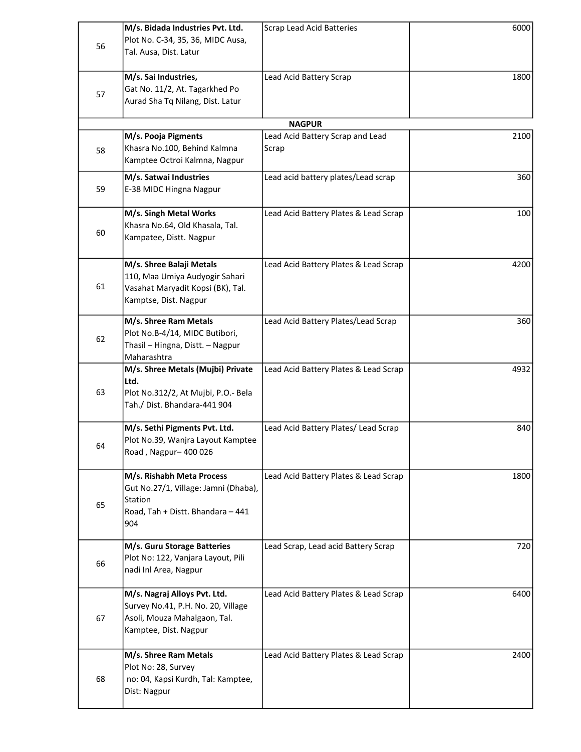| | | | |
|---|---|---|---|
| 56 | **M/s. Bidada Industries Pvt. Ltd.** Plot No. C-34, 35, 36, MIDC Ausa, Tal. Ausa, Dist. Latur | Scrap Lead Acid Batteries | 6000 |
| 57 | **M/s. Sai Industries,** Gat No. 11/2, At. Tagarkhed Po Aurad Sha Tq Nilang, Dist. Latur | Lead Acid Battery Scrap | 1800 |
| | **NAGPUR** | | |
| 58 | **M/s. Pooja Pigments** Khasra No.100, Behind Kalmna Kamptee Octroi Kalmna, Nagpur | Lead Acid Battery Scrap and Lead Scrap | 2100 |
| 59 | **M/s. Satwai Industries** E-38 MIDC Hingna Nagpur | Lead acid battery plates/Lead scrap | 360 |
| 60 | **M/s. Singh Metal Works** Khasra No.64, Old Khasala, Tal. Kampatee, Distt. Nagpur | Lead Acid Battery Plates & Lead Scrap | 100 |
| 61 | **M/s. Shree Balaji Metals** 110, Maa Umiya Audyogir Sahari Vasahat Maryadit Kopsi (BK), Tal. Kamptse, Dist. Nagpur | Lead Acid Battery Plates & Lead Scrap | 4200 |
| 62 | **M/s. Shree Ram Metals** Plot No.B-4/14, MIDC Butibori, Thasil – Hingna, Distt. – Nagpur Maharashtra | Lead Acid Battery Plates/Lead Scrap | 360 |
| 63 | **M/s. Shree Metals (Mujbi) Private Ltd.** Plot No.312/2, At Mujbi, P.O.- Bela Tah./ Dist. Bhandara-441 904 | Lead Acid Battery Plates & Lead Scrap | 4932 |
| 64 | **M/s. Sethi Pigments Pvt. Ltd.** Plot No.39, Wanjra Layout Kamptee Road , Nagpur– 400 026 | Lead Acid Battery Plates/ Lead Scrap | 840 |
| 65 | **M/s. Rishabh Meta Process** Gut No.27/1, Village: Jamni (Dhaba), Station Road, Tah + Distt. Bhandara – 441 904 | Lead Acid Battery Plates & Lead Scrap | 1800 |
| 66 | **M/s. Guru Storage Batteries** Plot No: 122, Vanjara Layout, Pili nadi Inl Area, Nagpur | Lead Scrap, Lead acid Battery Scrap | 720 |
| 67 | **M/s. Nagraj Alloys Pvt. Ltd.** Survey No.41, P.H. No. 20, Village Asoli, Mouza Mahalgaon, Tal. Kamptee, Dist. Nagpur | Lead Acid Battery Plates & Lead Scrap | 6400 |
| 68 | **M/s. Shree Ram Metals** Plot No: 28, Survey no: 04, Kapsi Kurdh, Tal: Kamptee, Dist: Nagpur | Lead Acid Battery Plates & Lead Scrap | 2400 |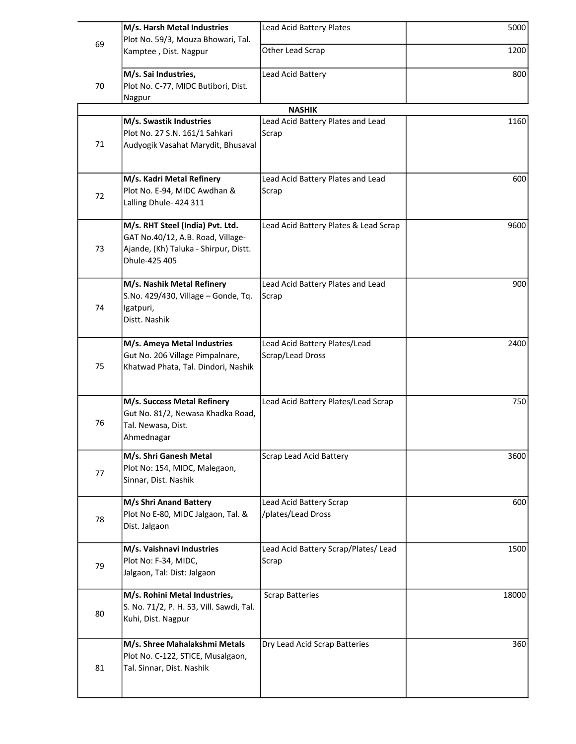| | | | |
|---|---|---|---|
| 69 | **M/s. Harsh Metal Industries** Plot No. 59/3, Mouza Bhowari, Tal. Kamptee , Dist. Nagpur | Lead Acid Battery Plates | 5000 |
| | | Other Lead Scrap | 1200 |
| 70 | **M/s. Sai Industries,** Plot No. C-77, MIDC Butibori, Dist. Nagpur | Lead Acid Battery | 800 |
| | | **NASHIK** | |
| 71 | **M/s. Swastik Industries** Plot No. 27 S.N. 161/1 Sahkari Audyogik Vasahat Marydit, Bhusaval | Lead Acid Battery Plates and Lead Scrap | 1160 |
| 72 | **M/s. Kadri Metal Refinery** Plot No. E-94, MIDC Awdhan & Lalling Dhule- 424 311 | Lead Acid Battery Plates and Lead Scrap | 600 |
| 73 | **M/s. RHT Steel (India) Pvt. Ltd.** GAT No.40/12, A.B. Road, Village-Ajande, (Kh) Taluka - Shirpur, Distt. Dhule-425 405 | Lead Acid Battery Plates & Lead Scrap | 9600 |
| 74 | **M/s. Nashik Metal Refinery** S.No. 429/430, Village – Gonde, Tq. Igatpuri, Distt. Nashik | Lead Acid Battery Plates and Lead Scrap | 900 |
| 75 | **M/s. Ameya Metal Industries** Gut No. 206 Village Pimpalnare, Khatwad Phata, Tal. Dindori, Nashik | Lead Acid Battery Plates/Lead Scrap/Lead Dross | 2400 |
| 76 | **M/s. Success Metal Refinery** Gut No. 81/2, Newasa Khadka Road, Tal. Newasa, Dist. Ahmednagar | Lead Acid Battery Plates/Lead Scrap | 750 |
| 77 | **M/s. Shri Ganesh Metal** Plot No: 154, MIDC, Malegaon, Sinnar, Dist. Nashik | Scrap Lead Acid Battery | 3600 |
| 78 | **M/s Shri Anand Battery** Plot No E-80, MIDC Jalgaon, Tal. & Dist. Jalgaon | Lead Acid Battery Scrap /plates/Lead Dross | 600 |
| 79 | **M/s. Vaishnavi Industries** Plot No: F-34, MIDC, Jalgaon, Tal: Dist: Jalgaon | Lead Acid Battery Scrap/Plates/ Lead Scrap | 1500 |
| 80 | **M/s. Rohini Metal Industries,** S. No. 71/2, P. H. 53, Vill. Sawdi, Tal. Kuhi, Dist. Nagpur | Scrap Batteries | 18000 |
| 81 | **M/s. Shree Mahalakshmi Metals** Plot No. C-122, STICE, Musalgaon, Tal. Sinnar, Dist. Nashik | Dry Lead Acid Scrap Batteries | 360 |